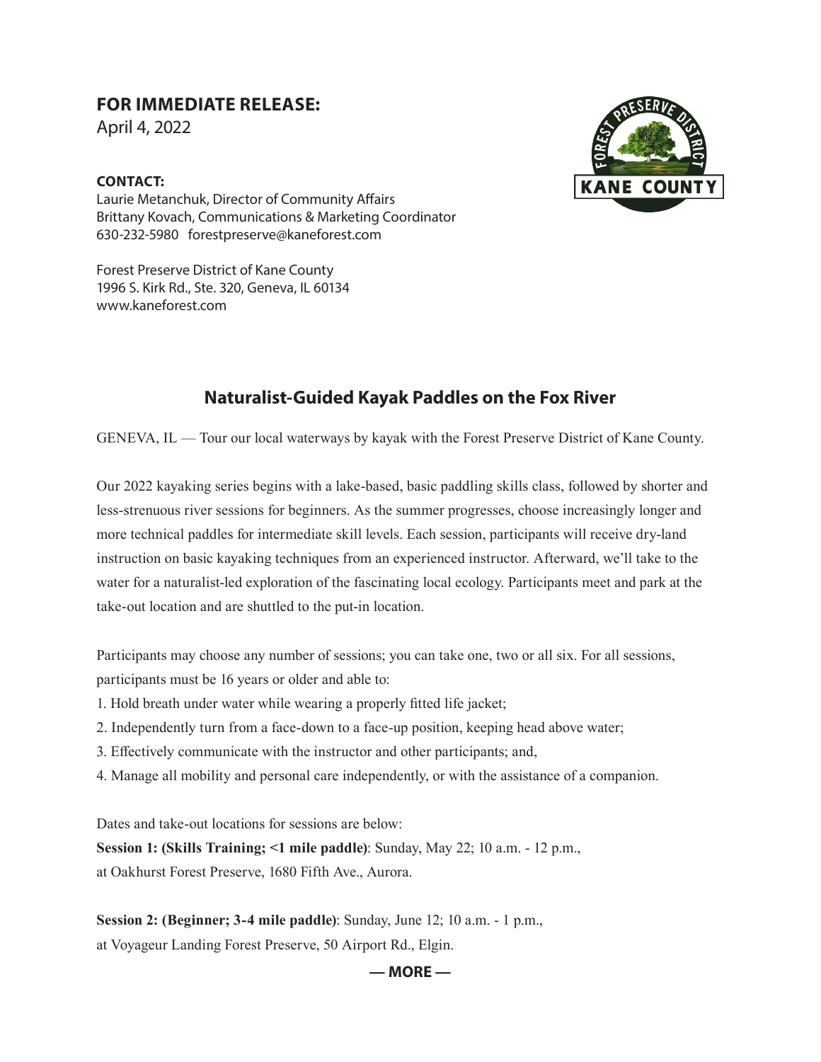**FOR IMMEDIATE RELEASE:**
April 4, 2022

**CONTACT:**
Laurie Metanchuk, Director of Community Affairs
Brittany Kovach, Communications & Marketing Coordinator
630-232-5980 forestpreserve@kaneforest.com

Forest Preserve District of Kane County
1996 S. Kirk Rd., Ste. 320, Geneva, IL 60134
www.kaneforest.com

## Naturalist-Guided Kayak Paddles on the Fox River

GENEVA, IL — Tour our local waterways by kayak with the Forest Preserve District of Kane County.

Our 2022 kayaking series begins with a lake-based, basic paddling skills class, followed by shorter and less-strenuous river sessions for beginners. As the summer progresses, choose increasingly longer and more technical paddles for intermediate skill levels. Each session, participants will receive dry-land instruction on basic kayaking techniques from an experienced instructor. Afterward, we'll take to the water for a naturalist-led exploration of the fascinating local ecology. Participants meet and park at the take-out location and are shuttled to the put-in location.

Participants may choose any number of sessions; you can take one, two or all six. For all sessions, participants must be 16 years or older and able to:

1. Hold breath under water while wearing a properly fitted life jacket;
2. Independently turn from a face-down to a face-up position, keeping head above water;
3. Effectively communicate with the instructor and other participants; and,
4. Manage all mobility and personal care independently, or with the assistance of a companion.

Dates and take-out locations for sessions are below:

**Session 1: (Skills Training; <1 mile paddle)**: Sunday, May 22; 10 a.m. - 12 p.m., at Oakhurst Forest Preserve, 1680 Fifth Ave., Aurora.

**Session 2: (Beginner; 3-4 mile paddle)**: Sunday, June 12; 10 a.m. - 1 p.m., at Voyageur Landing Forest Preserve, 50 Airport Rd., Elgin.

**— MORE —**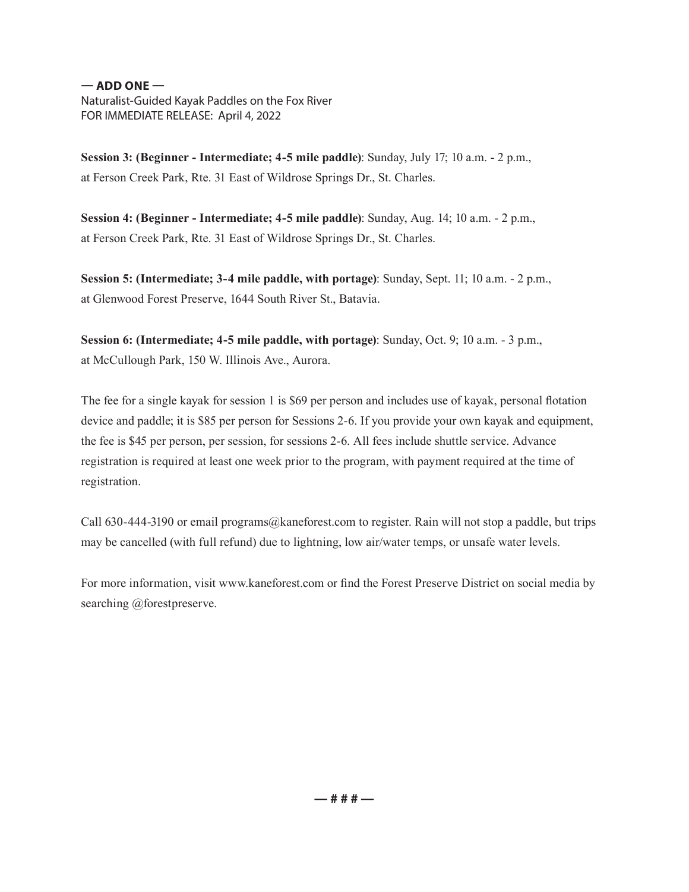**— ADD ONE —**
Naturalist-Guided Kayak Paddles on the Fox River
FOR IMMEDIATE RELEASE: April 4, 2022

**Session 3: (Beginner - Intermediate; 4-5 mile paddle)**: Sunday, July 17; 10 a.m. - 2 p.m., at Ferson Creek Park, Rte. 31 East of Wildrose Springs Dr., St. Charles.

**Session 4: (Beginner - Intermediate; 4-5 mile paddle)**: Sunday, Aug. 14; 10 a.m. - 2 p.m., at Ferson Creek Park, Rte. 31 East of Wildrose Springs Dr., St. Charles.

**Session 5: (Intermediate; 3-4 mile paddle, with portage)**: Sunday, Sept. 11; 10 a.m. - 2 p.m., at Glenwood Forest Preserve, 1644 South River St., Batavia.

**Session 6: (Intermediate; 4-5 mile paddle, with portage)**: Sunday, Oct. 9; 10 a.m. - 3 p.m., at McCullough Park, 150 W. Illinois Ave., Aurora.

The fee for a single kayak for session 1 is $69 per person and includes use of kayak, personal flotation device and paddle; it is $85 per person for Sessions 2-6. If you provide your own kayak and equipment, the fee is $45 per person, per session, for sessions 2-6. All fees include shuttle service. Advance registration is required at least one week prior to the program, with payment required at the time of registration.

Call 630-444-3190 or email programs@kaneforest.com to register. Rain will not stop a paddle, but trips may be cancelled (with full refund) due to lightning, low air/water temps, or unsafe water levels.

For more information, visit www.kaneforest.com or find the Forest Preserve District on social media by searching @forestpreserve.

**— # # # —**